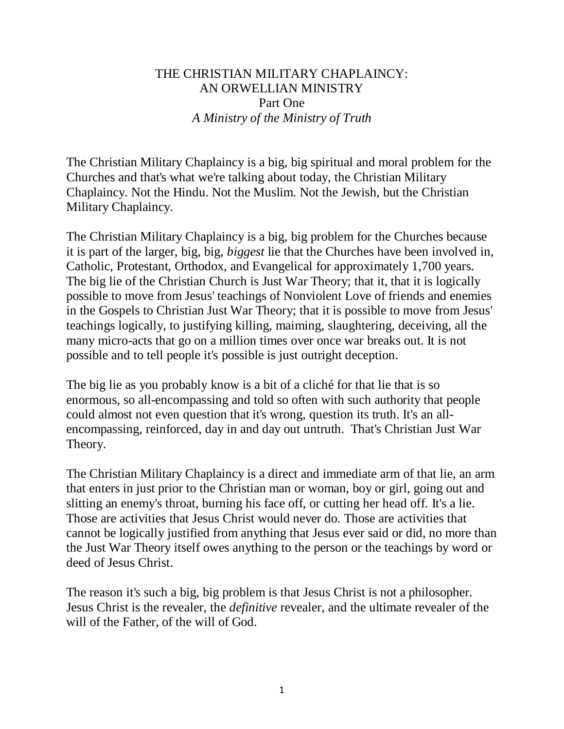# THE CHRISTIAN MILITARY CHAPLAINCY: AN ORWELLIAN MINISTRY

## Part One

### *A Ministry of the Ministry of Truth*

The Christian Military Chaplaincy is a big, big spiritual and moral problem for the Churches and that's what we're talking about today, the Christian Military Chaplaincy. Not the Hindu. Not the Muslim. Not the Jewish, but the Christian Military Chaplaincy.

The Christian Military Chaplaincy is a big, big problem for the Churches because it is part of the larger, big, big, *biggest* lie that the Churches have been involved in, Catholic, Protestant, Orthodox, and Evangelical for approximately 1,700 years. The big lie of the Christian Church is Just War Theory; that it, that it is logically possible to move from Jesus' teachings of Nonviolent Love of friends and enemies in the Gospels to Christian Just War Theory; that it is possible to move from Jesus' teachings logically, to justifying killing, maiming, slaughtering, deceiving, all the many micro-acts that go on a million times over once war breaks out. It is not possible and to tell people it's possible is just outright deception.

The big lie as you probably know is a bit of a cliché for that lie that is so enormous, so all-encompassing and told so often with such authority that people could almost not even question that it's wrong, question its truth. It's an all-encompassing, reinforced, day in and day out untruth. That's Christian Just War Theory.

The Christian Military Chaplaincy is a direct and immediate arm of that lie, an arm that enters in just prior to the Christian man or woman, boy or girl, going out and slitting an enemy's throat, burning his face off, or cutting her head off. It's a lie. Those are activities that Jesus Christ would never do. Those are activities that cannot be logically justified from anything that Jesus ever said or did, no more than the Just War Theory itself owes anything to the person or the teachings by word or deed of Jesus Christ.

The reason it's such a big, big problem is that Jesus Christ is not a philosopher. Jesus Christ is the revealer, the *definitive* revealer, and the ultimate revealer of the will of the Father, of the will of God.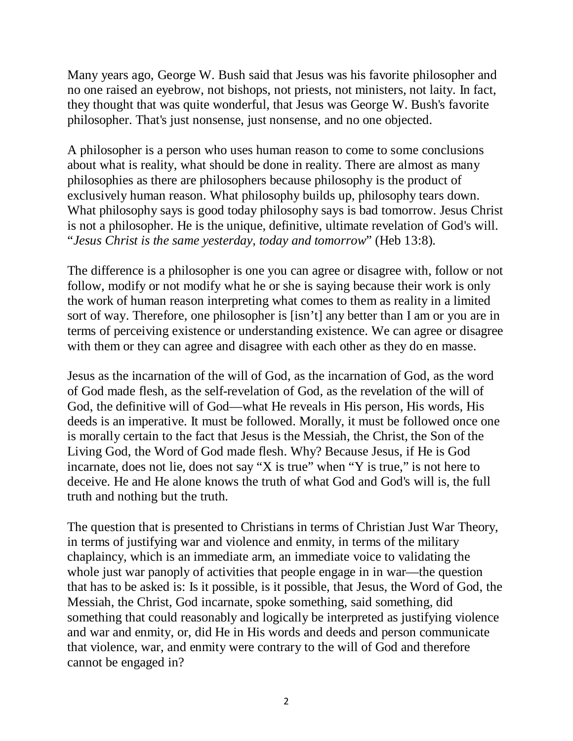Many years ago, George W. Bush said that Jesus was his favorite philosopher and no one raised an eyebrow, not bishops, not priests, not ministers, not laity. In fact, they thought that was quite wonderful, that Jesus was George W. Bush's favorite philosopher. That's just nonsense, just nonsense, and no one objected.

A philosopher is a person who uses human reason to come to some conclusions about what is reality, what should be done in reality. There are almost as many philosophies as there are philosophers because philosophy is the product of exclusively human reason. What philosophy builds up, philosophy tears down. What philosophy says is good today philosophy says is bad tomorrow. Jesus Christ is not a philosopher. He is the unique, definitive, ultimate revelation of God's will. "*Jesus Christ is the same yesterday, today and tomorrow*" (Heb 13:8).

The difference is a philosopher is one you can agree or disagree with, follow or not follow, modify or not modify what he or she is saying because their work is only the work of human reason interpreting what comes to them as reality in a limited sort of way. Therefore, one philosopher is [isn't] any better than I am or you are in terms of perceiving existence or understanding existence. We can agree or disagree with them or they can agree and disagree with each other as they do en masse.

Jesus as the incarnation of the will of God, as the incarnation of God, as the word of God made flesh, as the self-revelation of God, as the revelation of the will of God, the definitive will of God—what He reveals in His person, His words, His deeds is an imperative. It must be followed. Morally, it must be followed once one is morally certain to the fact that Jesus is the Messiah, the Christ, the Son of the Living God, the Word of God made flesh. Why? Because Jesus, if He is God incarnate, does not lie, does not say "X is true" when "Y is true," is not here to deceive. He and He alone knows the truth of what God and God's will is, the full truth and nothing but the truth.

The question that is presented to Christians in terms of Christian Just War Theory, in terms of justifying war and violence and enmity, in terms of the military chaplaincy, which is an immediate arm, an immediate voice to validating the whole just war panoply of activities that people engage in in war—the question that has to be asked is: Is it possible, is it possible, that Jesus, the Word of God, the Messiah, the Christ, God incarnate, spoke something, said something, did something that could reasonably and logically be interpreted as justifying violence and war and enmity, or, did He in His words and deeds and person communicate that violence, war, and enmity were contrary to the will of God and therefore cannot be engaged in?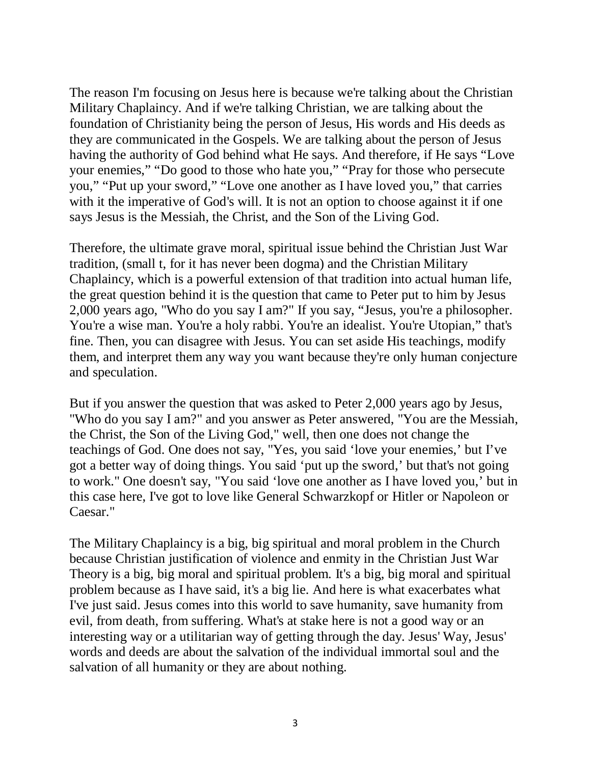The reason I'm focusing on Jesus here is because we're talking about the Christian Military Chaplaincy. And if we're talking Christian, we are talking about the foundation of Christianity being the person of Jesus, His words and His deeds as they are communicated in the Gospels. We are talking about the person of Jesus having the authority of God behind what He says. And therefore, if He says "Love your enemies," "Do good to those who hate you," "Pray for those who persecute you," "Put up your sword," "Love one another as I have loved you," that carries with it the imperative of God's will. It is not an option to choose against it if one says Jesus is the Messiah, the Christ, and the Son of the Living God.

Therefore, the ultimate grave moral, spiritual issue behind the Christian Just War tradition, (small t, for it has never been dogma) and the Christian Military Chaplaincy, which is a powerful extension of that tradition into actual human life, the great question behind it is the question that came to Peter put to him by Jesus 2,000 years ago, "Who do you say I am?" If you say, "Jesus, you're a philosopher. You're a wise man. You're a holy rabbi. You're an idealist. You're Utopian," that's fine. Then, you can disagree with Jesus. You can set aside His teachings, modify them, and interpret them any way you want because they're only human conjecture and speculation.

But if you answer the question that was asked to Peter 2,000 years ago by Jesus, "Who do you say I am?" and you answer as Peter answered, "You are the Messiah, the Christ, the Son of the Living God," well, then one does not change the teachings of God. One does not say, "Yes, you said 'love your enemies,' but I've got a better way of doing things. You said 'put up the sword,' but that's not going to work." One doesn't say, "You said 'love one another as I have loved you,' but in this case here, I've got to love like General Schwarzkopf or Hitler or Napoleon or Caesar."

The Military Chaplaincy is a big, big spiritual and moral problem in the Church because Christian justification of violence and enmity in the Christian Just War Theory is a big, big moral and spiritual problem. It's a big, big moral and spiritual problem because as I have said, it's a big lie. And here is what exacerbates what I've just said. Jesus comes into this world to save humanity, save humanity from evil, from death, from suffering. What's at stake here is not a good way or an interesting way or a utilitarian way of getting through the day. Jesus' Way, Jesus' words and deeds are about the salvation of the individual immortal soul and the salvation of all humanity or they are about nothing.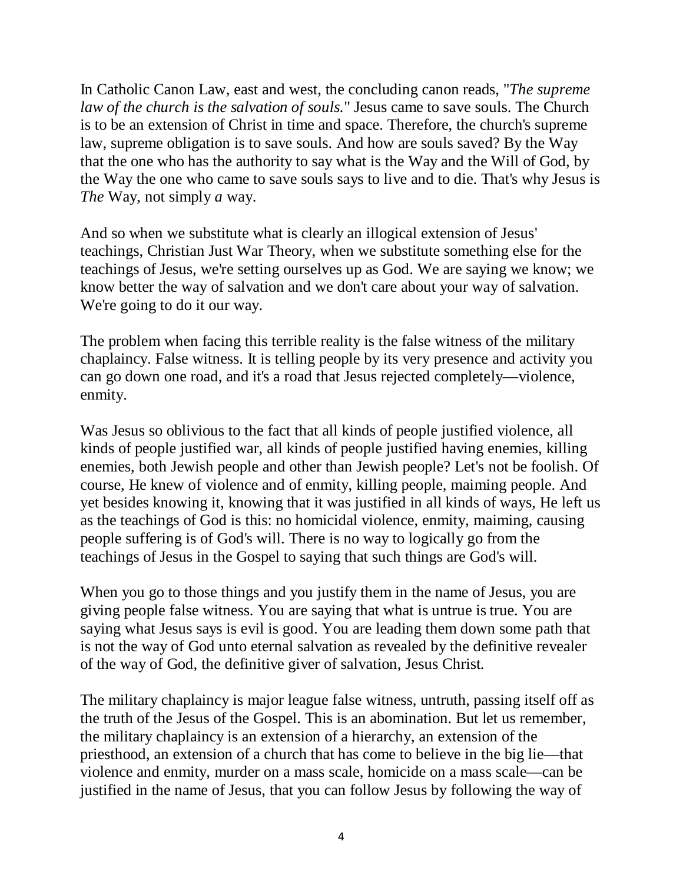In Catholic Canon Law, east and west, the concluding canon reads, "*The supreme law of the church is the salvation of souls.*" Jesus came to save souls. The Church is to be an extension of Christ in time and space. Therefore, the church's supreme law, supreme obligation is to save souls. And how are souls saved? By the Way that the one who has the authority to say what is the Way and the Will of God, by the Way the one who came to save souls says to live and to die. That's why Jesus is *The* Way, not simply *a* way.

And so when we substitute what is clearly an illogical extension of Jesus' teachings, Christian Just War Theory, when we substitute something else for the teachings of Jesus, we're setting ourselves up as God. We are saying we know; we know better the way of salvation and we don't care about your way of salvation. We're going to do it our way.

The problem when facing this terrible reality is the false witness of the military chaplaincy. False witness. It is telling people by its very presence and activity you can go down one road, and it's a road that Jesus rejected completely—violence, enmity.

Was Jesus so oblivious to the fact that all kinds of people justified violence, all kinds of people justified war, all kinds of people justified having enemies, killing enemies, both Jewish people and other than Jewish people? Let's not be foolish. Of course, He knew of violence and of enmity, killing people, maiming people. And yet besides knowing it, knowing that it was justified in all kinds of ways, He left us as the teachings of God is this: no homicidal violence, enmity, maiming, causing people suffering is of God's will. There is no way to logically go from the teachings of Jesus in the Gospel to saying that such things are God's will.

When you go to those things and you justify them in the name of Jesus, you are giving people false witness. You are saying that what is untrue is true. You are saying what Jesus says is evil is good. You are leading them down some path that is not the way of God unto eternal salvation as revealed by the definitive revealer of the way of God, the definitive giver of salvation, Jesus Christ.

The military chaplaincy is major league false witness, untruth, passing itself off as the truth of the Jesus of the Gospel. This is an abomination. But let us remember, the military chaplaincy is an extension of a hierarchy, an extension of the priesthood, an extension of a church that has come to believe in the big lie—that violence and enmity, murder on a mass scale, homicide on a mass scale—can be justified in the name of Jesus, that you can follow Jesus by following the way of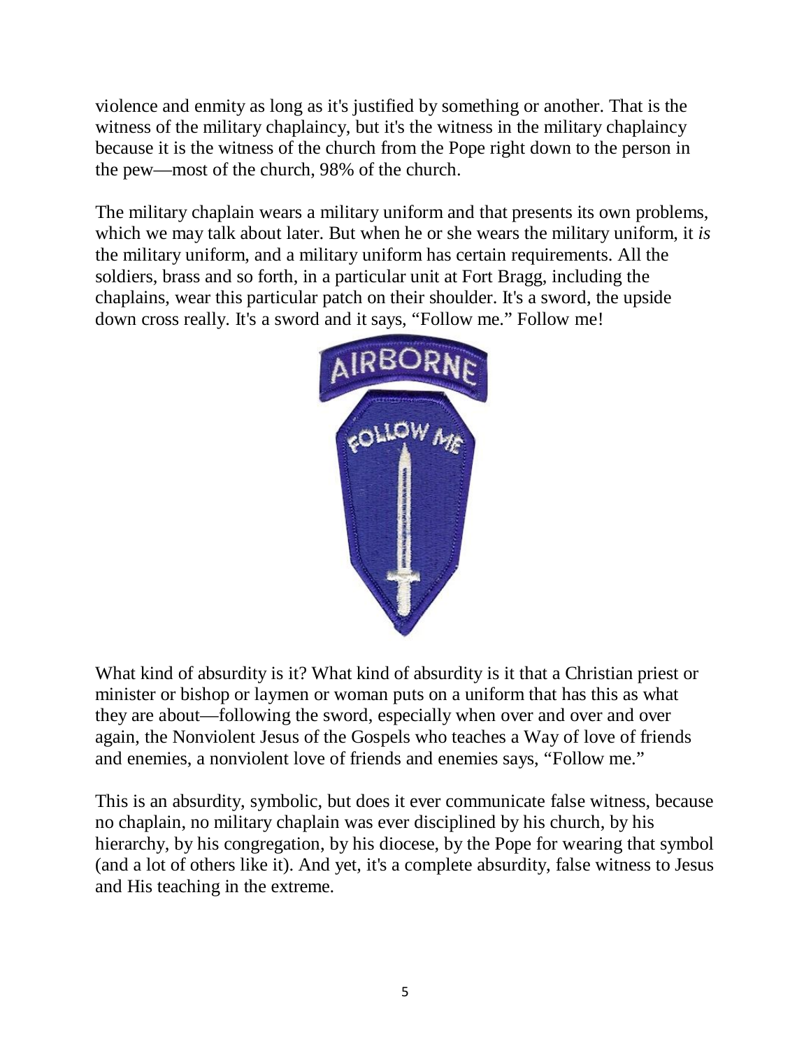violence and enmity as long as it's justified by something or another. That is the witness of the military chaplaincy, but it's the witness in the military chaplaincy because it is the witness of the church from the Pope right down to the person in the pew—most of the church, 98% of the church.

The military chaplain wears a military uniform and that presents its own problems, which we may talk about later. But when he or she wears the military uniform, it *is* the military uniform, and a military uniform has certain requirements. All the soldiers, brass and so forth, in a particular unit at Fort Bragg, including the chaplains, wear this particular patch on their shoulder. It's a sword, the upside down cross really. It's a sword and it says, "Follow me." Follow me!

What kind of absurdity is it? What kind of absurdity is it that a Christian priest or minister or bishop or laymen or woman puts on a uniform that has this as what they are about—following the sword, especially when over and over and over again, the Nonviolent Jesus of the Gospels who teaches a Way of love of friends and enemies, a nonviolent love of friends and enemies says, "Follow me."

This is an absurdity, symbolic, but does it ever communicate false witness, because no chaplain, no military chaplain was ever disciplined by his church, by his hierarchy, by his congregation, by his diocese, by the Pope for wearing that symbol (and a lot of others like it). And yet, it's a complete absurdity, false witness to Jesus and His teaching in the extreme.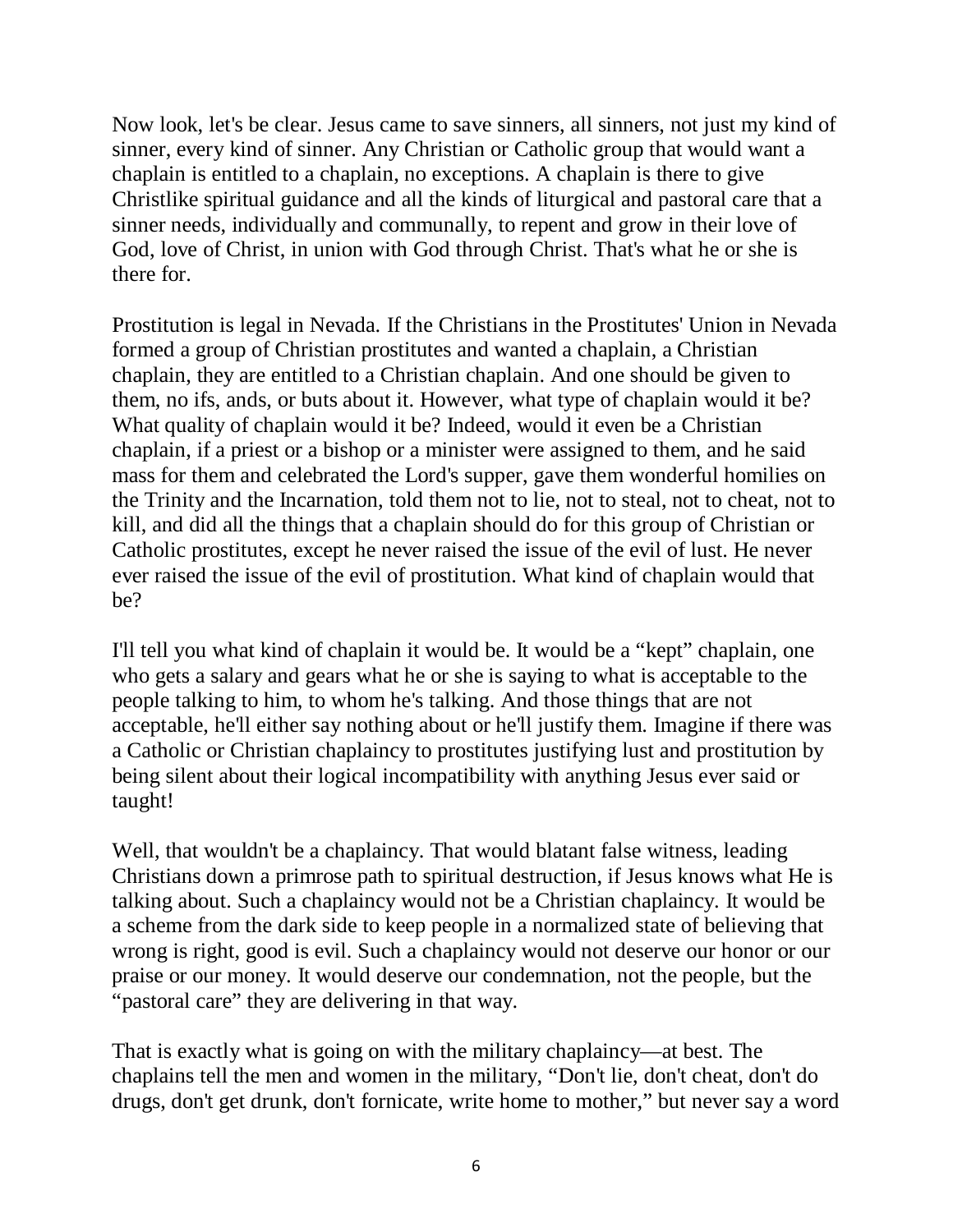Now look, let's be clear. Jesus came to save sinners, all sinners, not just my kind of sinner, every kind of sinner. Any Christian or Catholic group that would want a chaplain is entitled to a chaplain, no exceptions. A chaplain is there to give Christlike spiritual guidance and all the kinds of liturgical and pastoral care that a sinner needs, individually and communally, to repent and grow in their love of God, love of Christ, in union with God through Christ. That's what he or she is there for.

Prostitution is legal in Nevada. If the Christians in the Prostitutes' Union in Nevada formed a group of Christian prostitutes and wanted a chaplain, a Christian chaplain, they are entitled to a Christian chaplain. And one should be given to them, no ifs, ands, or buts about it. However, what type of chaplain would it be? What quality of chaplain would it be? Indeed, would it even be a Christian chaplain, if a priest or a bishop or a minister were assigned to them, and he said mass for them and celebrated the Lord's supper, gave them wonderful homilies on the Trinity and the Incarnation, told them not to lie, not to steal, not to cheat, not to kill, and did all the things that a chaplain should do for this group of Christian or Catholic prostitutes, except he never raised the issue of the evil of lust. He never ever raised the issue of the evil of prostitution. What kind of chaplain would that be?

I'll tell you what kind of chaplain it would be. It would be a "kept" chaplain, one who gets a salary and gears what he or she is saying to what is acceptable to the people talking to him, to whom he's talking. And those things that are not acceptable, he'll either say nothing about or he'll justify them. Imagine if there was a Catholic or Christian chaplaincy to prostitutes justifying lust and prostitution by being silent about their logical incompatibility with anything Jesus ever said or taught!

Well, that wouldn't be a chaplaincy. That would blatant false witness, leading Christians down a primrose path to spiritual destruction, if Jesus knows what He is talking about. Such a chaplaincy would not be a Christian chaplaincy. It would be a scheme from the dark side to keep people in a normalized state of believing that wrong is right, good is evil. Such a chaplaincy would not deserve our honor or our praise or our money. It would deserve our condemnation, not the people, but the "pastoral care" they are delivering in that way.

That is exactly what is going on with the military chaplaincy—at best. The chaplains tell the men and women in the military, "Don't lie, don't cheat, don't do drugs, don't get drunk, don't fornicate, write home to mother," but never say a word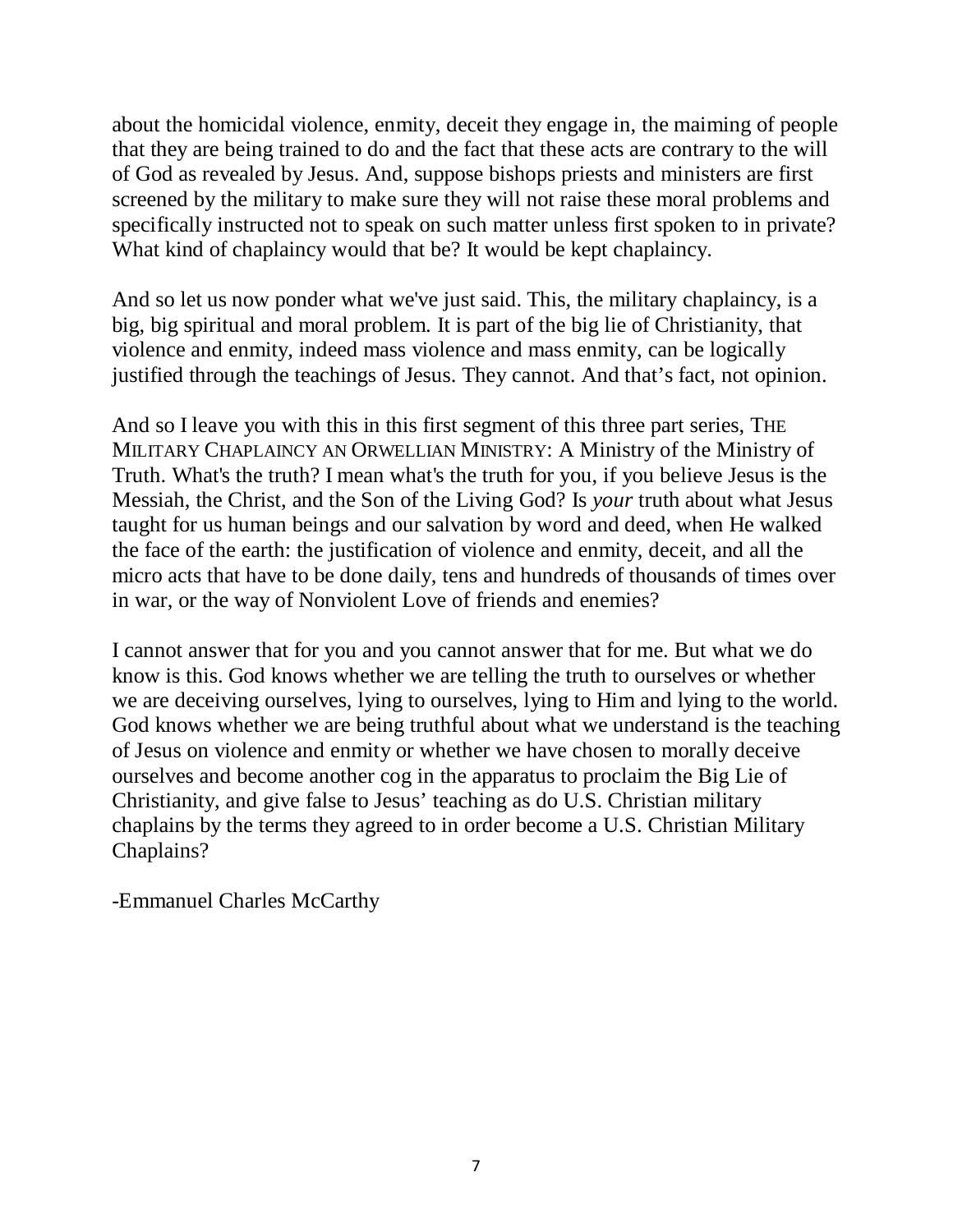about the homicidal violence, enmity, deceit they engage in, the maiming of people that they are being trained to do and the fact that these acts are contrary to the will of God as revealed by Jesus. And, suppose bishops priests and ministers are first screened by the military to make sure they will not raise these moral problems and specifically instructed not to speak on such matter unless first spoken to in private? What kind of chaplaincy would that be? It would be kept chaplaincy.

And so let us now ponder what we've just said. This, the military chaplaincy, is a big, big spiritual and moral problem. It is part of the big lie of Christianity, that violence and enmity, indeed mass violence and mass enmity, can be logically justified through the teachings of Jesus. They cannot. And that's fact, not opinion.

And so I leave you with this in this first segment of this three part series, THE MILITARY CHAPLAINCY AN ORWELLIAN MINISTRY: A Ministry of the Ministry of Truth. What's the truth? I mean what's the truth for you, if you believe Jesus is the Messiah, the Christ, and the Son of the Living God? Is *your* truth about what Jesus taught for us human beings and our salvation by word and deed, when He walked the face of the earth: the justification of violence and enmity, deceit, and all the micro acts that have to be done daily, tens and hundreds of thousands of times over in war, or the way of Nonviolent Love of friends and enemies?

I cannot answer that for you and you cannot answer that for me. But what we do know is this. God knows whether we are telling the truth to ourselves or whether we are deceiving ourselves, lying to ourselves, lying to Him and lying to the world. God knows whether we are being truthful about what we understand is the teaching of Jesus on violence and enmity or whether we have chosen to morally deceive ourselves and become another cog in the apparatus to proclaim the Big Lie of Christianity, and give false to Jesus' teaching as do U.S. Christian military chaplains by the terms they agreed to in order become a U.S. Christian Military Chaplains?

-Emmanuel Charles McCarthy